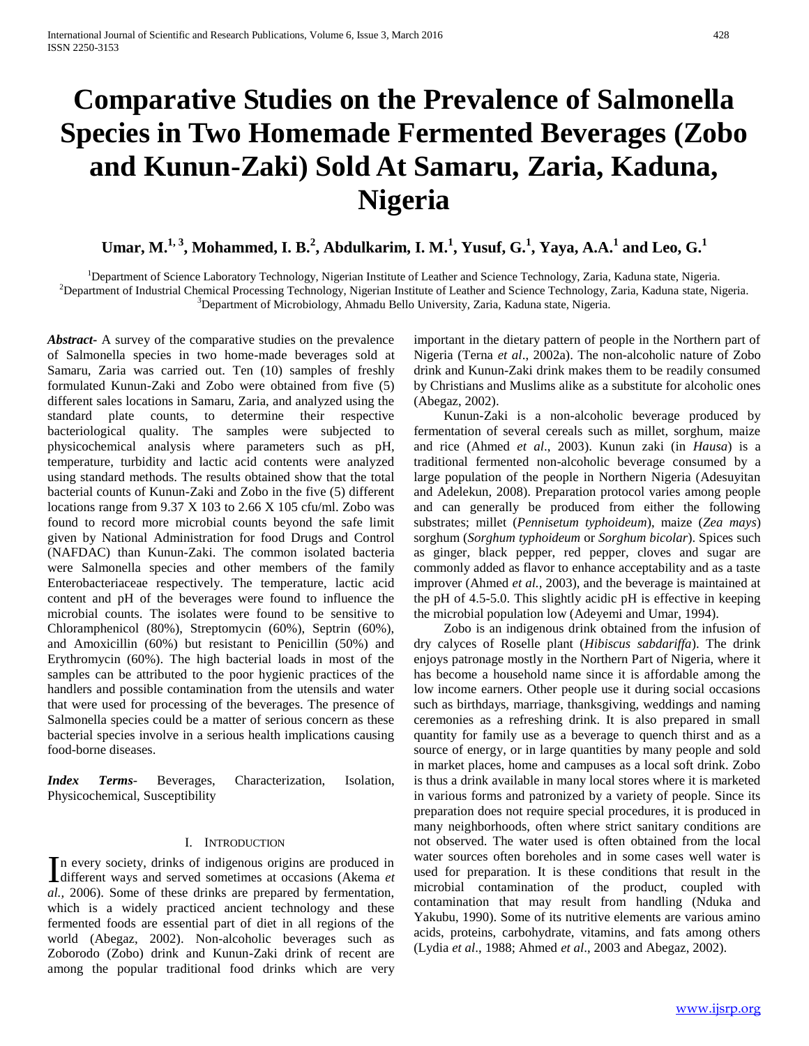# Comparative Studies on the Prevalence of Salmonella Species in Two Homemade Fermented Beverages (Zobo and Kunun-Zaki) Sold At Samaru, Zaria, Kaduna, Nigeria

**Umar, M.[1, 3], Mohammed, I. B.[2], Abdulkarim, I. M.[1], Yusuf, G.[1], Yaya, A.A.[1] and Leo, G.[1]**

[1]Department of Science Laboratory Technology, Nigerian Institute of Leather and Science Technology, Zaria, Kaduna state, Nigeria.
[2]Department of Industrial Chemical Processing Technology, Nigerian Institute of Leather and Science Technology, Zaria, Kaduna state, Nigeria.
[3]Department of Microbiology, Ahmadu Bello University, Zaria, Kaduna state, Nigeria.

***Abstract-*** A survey of the comparative studies on the prevalence of Salmonella species in two home-made beverages sold at Samaru, Zaria was carried out. Ten (10) samples of freshly formulated Kunun-Zaki and Zobo were obtained from five (5) different sales locations in Samaru, Zaria, and analyzed using the standard plate counts, to determine their respective bacteriological quality. The samples were subjected to physicochemical analysis where parameters such as pH, temperature, turbidity and lactic acid contents were analyzed using standard methods. The results obtained show that the total bacterial counts of Kunun-Zaki and Zobo in the five (5) different locations range from 9.37 X 103 to 2.66 X 105 cfu/ml. Zobo was found to record more microbial counts beyond the safe limit given by National Administration for food Drugs and Control (NAFDAC) than Kunun-Zaki. The common isolated bacteria were Salmonella species and other members of the family Enterobacteriaceae respectively. The temperature, lactic acid content and pH of the beverages were found to influence the microbial counts. The isolates were found to be sensitive to Chloramphenicol (80%), Streptomycin (60%), Septrin (60%), and Amoxicillin (60%) but resistant to Penicillin (50%) and Erythromycin (60%). The high bacterial loads in most of the samples can be attributed to the poor hygienic practices of the handlers and possible contamination from the utensils and water that were used for processing of the beverages. The presence of Salmonella species could be a matter of serious concern as these bacterial species involve in a serious health implications causing food-borne diseases.

***Index Terms*-** Beverages, Characterization, Isolation, Physicochemical, Susceptibility

## I. Introduction

In every society, drinks of indigenous origins are produced in different ways and served sometimes at occasions (Akema *et al.,* 2006). Some of these drinks are prepared by fermentation, which is a widely practiced ancient technology and these fermented foods are essential part of diet in all regions of the world (Abegaz, 2002). Non-alcoholic beverages such as Zoborodo (Zobo) drink and Kunun-Zaki drink of recent are among the popular traditional food drinks which are very important in the dietary pattern of people in the Northern part of Nigeria (Terna *et al*., 2002a). The non-alcoholic nature of Zobo drink and Kunun-Zaki drink makes them to be readily consumed by Christians and Muslims alike as a substitute for alcoholic ones (Abegaz, 2002).

Kunun-Zaki is a non-alcoholic beverage produced by fermentation of several cereals such as millet, sorghum, maize and rice (Ahmed *et al*., 2003). Kunun zaki (in *Hausa*) is a traditional fermented non-alcoholic beverage consumed by a large population of the people in Northern Nigeria (Adesuyitan and Adelekun, 2008). Preparation protocol varies among people and can generally be produced from either the following substrates; millet (*Pennisetum typhoideum*), maize (*Zea mays*) sorghum (*Sorghum typhoideum* or *Sorghum bicolar*). Spices such as ginger, black pepper, red pepper, cloves and sugar are commonly added as flavor to enhance acceptability and as a taste improver (Ahmed *et al.*, 2003), and the beverage is maintained at the pH of 4.5-5.0. This slightly acidic pH is effective in keeping the microbial population low (Adeyemi and Umar, 1994).

Zobo is an indigenous drink obtained from the infusion of dry calyces of Roselle plant (*Hibiscus sabdariffa*). The drink enjoys patronage mostly in the Northern Part of Nigeria, where it has become a household name since it is affordable among the low income earners. Other people use it during social occasions such as birthdays, marriage, thanksgiving, weddings and naming ceremonies as a refreshing drink. It is also prepared in small quantity for family use as a beverage to quench thirst and as a source of energy, or in large quantities by many people and sold in market places, home and campuses as a local soft drink. Zobo is thus a drink available in many local stores where it is marketed in various forms and patronized by a variety of people. Since its preparation does not require special procedures, it is produced in many neighborhoods, often where strict sanitary conditions are not observed. The water used is often obtained from the local water sources often boreholes and in some cases well water is used for preparation. It is these conditions that result in the microbial contamination of the product, coupled with contamination that may result from handling (Nduka and Yakubu, 1990). Some of its nutritive elements are various amino acids, proteins, carbohydrate, vitamins, and fats among others (Lydia *et al*., 1988; Ahmed *et al*., 2003 and Abegaz, 2002).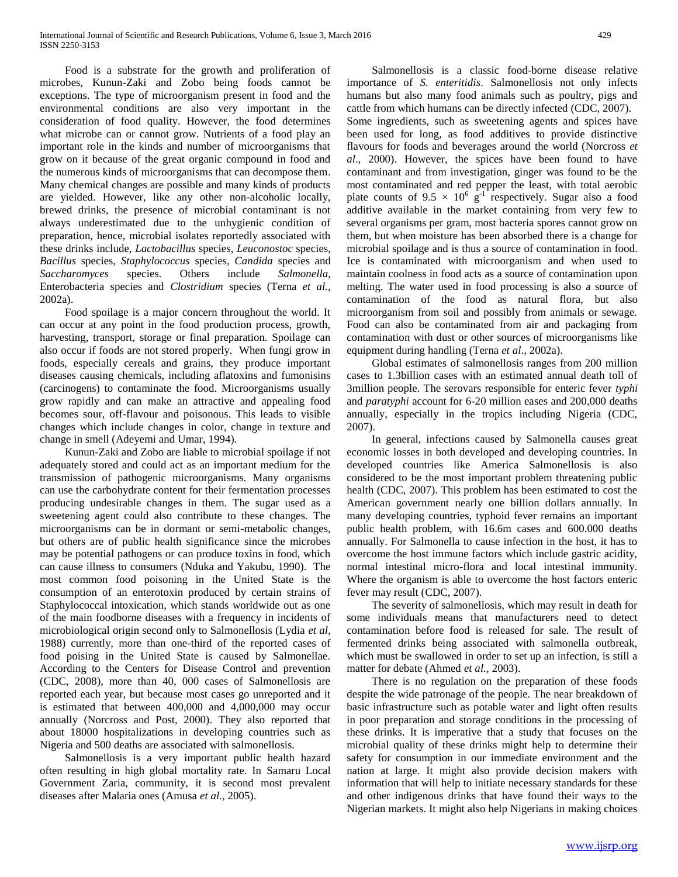Food is a substrate for the growth and proliferation of microbes, Kunun-Zaki and Zobo being foods cannot be exceptions. The type of microorganism present in food and the environmental conditions are also very important in the consideration of food quality. However, the food determines what microbe can or cannot grow. Nutrients of a food play an important role in the kinds and number of microorganisms that grow on it because of the great organic compound in food and the numerous kinds of microorganisms that can decompose them. Many chemical changes are possible and many kinds of products are yielded. However, like any other non-alcoholic locally, brewed drinks, the presence of microbial contaminant is not always underestimated due to the unhygienic condition of preparation, hence, microbial isolates reportedly associated with these drinks include, *Lactobacillus* species, *Leuconostoc* species, *Bacillus* species, *Staphylococcus* species, *Candida* species and *Saccharomyces* species. Others include *Salmonella*, Enterobacteria species and *Clostridium* species (Terna *et al.,* 2002a).

Food spoilage is a major concern throughout the world. It can occur at any point in the food production process, growth, harvesting, transport, storage or final preparation. Spoilage can also occur if foods are not stored properly. When fungi grow in foods, especially cereals and grains, they produce important diseases causing chemicals, including aflatoxins and fumonisins (carcinogens) to contaminate the food. Microorganisms usually grow rapidly and can make an attractive and appealing food becomes sour, off-flavour and poisonous. This leads to visible changes which include changes in color, change in texture and change in smell (Adeyemi and Umar, 1994).

Kunun-Zaki and Zobo are liable to microbial spoilage if not adequately stored and could act as an important medium for the transmission of pathogenic microorganisms. Many organisms can use the carbohydrate content for their fermentation processes producing undesirable changes in them. The sugar used as a sweetening agent could also contribute to these changes. The microorganisms can be in dormant or semi-metabolic changes, but others are of public health significance since the microbes may be potential pathogens or can produce toxins in food, which can cause illness to consumers (Nduka and Yakubu, 1990). The most common food poisoning in the United State is the consumption of an enterotoxin produced by certain strains of Staphylococcal intoxication, which stands worldwide out as one of the main foodborne diseases with a frequency in incidents of microbiological origin second only to Salmonellosis (Lydia *et al*, 1988) currently, more than one-third of the reported cases of food poising in the United State is caused by Salmonellae. According to the Centers for Disease Control and prevention (CDC, 2008), more than 40, 000 cases of Salmonellosis are reported each year, but because most cases go unreported and it is estimated that between 400,000 and 4,000,000 may occur annually (Norcross and Post, 2000). They also reported that about 18000 hospitalizations in developing countries such as Nigeria and 500 deaths are associated with salmonellosis.

Salmonellosis is a very important public health hazard often resulting in high global mortality rate. In Samaru Local Government Zaria, community, it is second most prevalent diseases after Malaria ones (Amusa *et al.*, 2005).

Salmonellosis is a classic food-borne disease relative importance of *S. enteritidis*. Salmonellosis not only infects humans but also many food animals such as poultry, pigs and cattle from which humans can be directly infected (CDC, 2007). Some ingredients, such as sweetening agents and spices have been used for long, as food additives to provide distinctive flavours for foods and beverages around the world (Norcross *et al*., 2000). However, the spices have been found to have contaminant and from investigation, ginger was found to be the most contaminated and red pepper the least, with total aerobic plate counts of $9.5 \times 10^6$ $g^{-1}$ respectively. Sugar also a food additive available in the market containing from very few to several organisms per gram, most bacteria spores cannot grow on them, but when moisture has been absorbed there is a change for microbial spoilage and is thus a source of contamination in food. Ice is contaminated with microorganism and when used to maintain coolness in food acts as a source of contamination upon melting. The water used in food processing is also a source of contamination of the food as natural flora, but also microorganism from soil and possibly from animals or sewage. Food can also be contaminated from air and packaging from contamination with dust or other sources of microorganisms like equipment during handling (Terna *et al*., 2002a).

Global estimates of salmonellosis ranges from 200 million cases to 1.3billion cases with an estimated annual death toll of 3million people. The serovars responsible for enteric fever *typhi* and *paratyphi* account for 6-20 million eases and 200,000 deaths annually, especially in the tropics including Nigeria (CDC, 2007).

In general, infections caused by Salmonella causes great economic losses in both developed and developing countries. In developed countries like America Salmonellosis is also considered to be the most important problem threatening public health (CDC, 2007). This problem has been estimated to cost the American government nearly one billion dollars annually. In many developing countries, typhoid fever remains an important public health problem, with 16.6m cases and 600.000 deaths annually. For Salmonella to cause infection in the host, it has to overcome the host immune factors which include gastric acidity, normal intestinal micro-flora and local intestinal immunity. Where the organism is able to overcome the host factors enteric fever may result (CDC, 2007).

The severity of salmonellosis, which may result in death for some individuals means that manufacturers need to detect contamination before food is released for sale. The result of fermented drinks being associated with salmonella outbreak, which must be swallowed in order to set up an infection, is still a matter for debate (Ahmed *et al.,* 2003).

There is no regulation on the preparation of these foods despite the wide patronage of the people. The near breakdown of basic infrastructure such as potable water and light often results in poor preparation and storage conditions in the processing of these drinks. It is imperative that a study that focuses on the microbial quality of these drinks might help to determine their safety for consumption in our immediate environment and the nation at large. It might also provide decision makers with information that will help to initiate necessary standards for these and other indigenous drinks that have found their ways to the Nigerian markets. It might also help Nigerians in making choices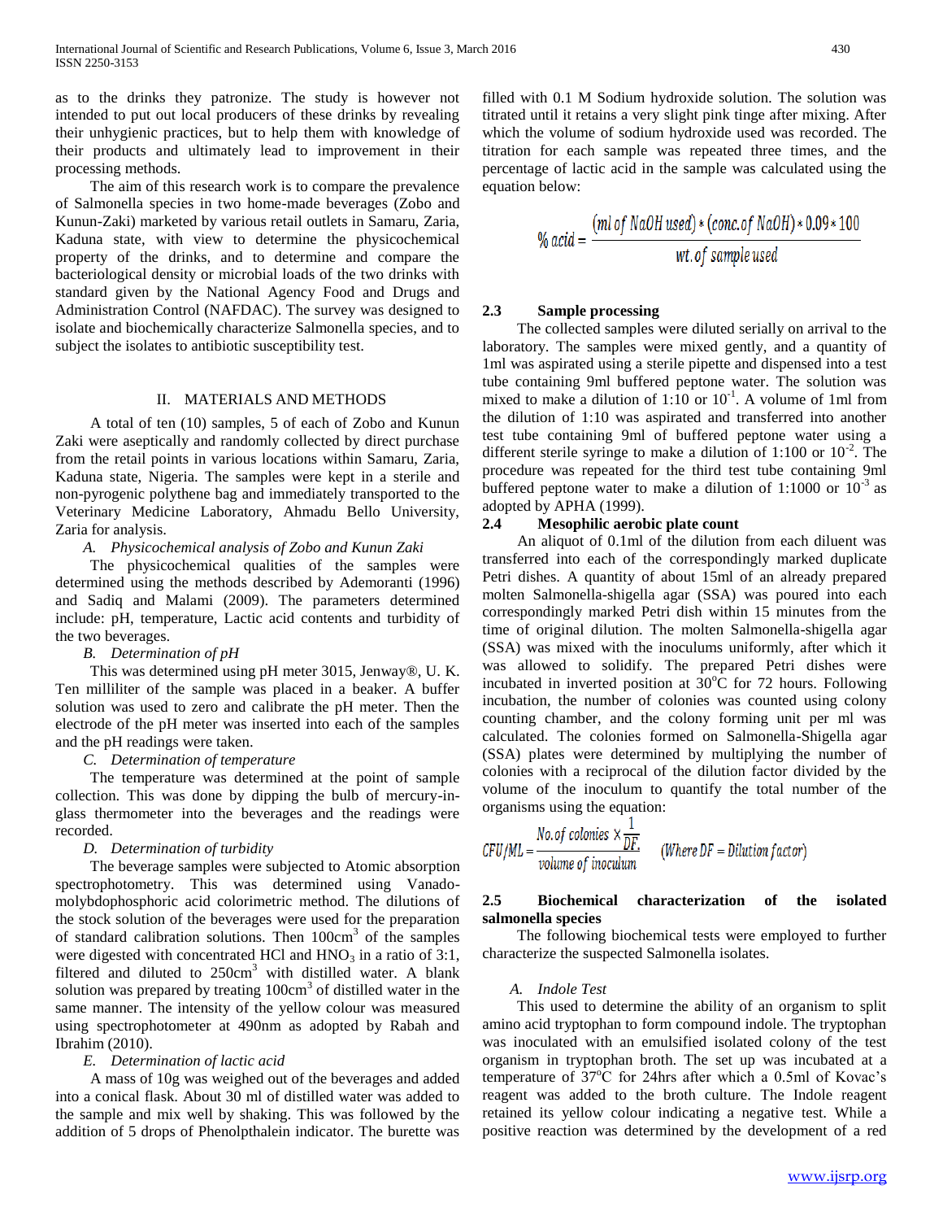as to the drinks they patronize. The study is however not intended to put out local producers of these drinks by revealing their unhygienic practices, but to help them with knowledge of their products and ultimately lead to improvement in their processing methods.

The aim of this research work is to compare the prevalence of Salmonella species in two home-made beverages (Zobo and Kunun-Zaki) marketed by various retail outlets in Samaru, Zaria, Kaduna state, with view to determine the physicochemical property of the drinks, and to determine and compare the bacteriological density or microbial loads of the two drinks with standard given by the National Agency Food and Drugs and Administration Control (NAFDAC). The survey was designed to isolate and biochemically characterize Salmonella species, and to subject the isolates to antibiotic susceptibility test.

## II. MATERIALS AND METHODS

A total of ten (10) samples, 5 of each of Zobo and Kunun Zaki were aseptically and randomly collected by direct purchase from the retail points in various locations within Samaru, Zaria, Kaduna state, Nigeria. The samples were kept in a sterile and non-pyrogenic polythene bag and immediately transported to the Veterinary Medicine Laboratory, Ahmadu Bello University, Zaria for analysis.

### *A. Physicochemical analysis of Zobo and Kunun Zaki*

The physicochemical qualities of the samples were determined using the methods described by Ademoranti (1996) and Sadiq and Malami (2009). The parameters determined include: pH, temperature, Lactic acid contents and turbidity of the two beverages.

### *B. Determination of pH*

This was determined using pH meter 3015, Jenway®, U. K. Ten milliliter of the sample was placed in a beaker. A buffer solution was used to zero and calibrate the pH meter. Then the electrode of the pH meter was inserted into each of the samples and the pH readings were taken.

### *C. Determination of temperature*

The temperature was determined at the point of sample collection. This was done by dipping the bulb of mercury-in-glass thermometer into the beverages and the readings were recorded.

### *D. Determination of turbidity*

The beverage samples were subjected to Atomic absorption spectrophotometry. This was determined using Vanado-molybdophosphoric acid colorimetric method. The dilutions of the stock solution of the beverages were used for the preparation of standard calibration solutions. Then 100cm$^3$ of the samples were digested with concentrated HCl and $HNO_3$ in a ratio of 3:1, filtered and diluted to 250cm$^3$ with distilled water. A blank solution was prepared by treating 100cm$^3$ of distilled water in the same manner. The intensity of the yellow colour was measured using spectrophotometer at 490nm as adopted by Rabah and Ibrahim (2010).

### *E. Determination of lactic acid*

A mass of 10g was weighed out of the beverages and added into a conical flask. About 30 ml of distilled water was added to the sample and mix well by shaking. This was followed by the addition of 5 drops of Phenolpthalein indicator. The burette was filled with 0.1 M Sodium hydroxide solution. The solution was titrated until it retains a very slight pink tinge after mixing. After which the volume of sodium hydroxide used was recorded. The titration for each sample was repeated three times, and the percentage of lactic acid in the sample was calculated using the equation below:

$$\% \, acid = \frac{(ml \; of \; NaOH \; used) * (conc. of \; NaOH) * 0.09 * 100}{wt. of \; sample \; used}$$

### 2.3 Sample processing

The collected samples were diluted serially on arrival to the laboratory. The samples were mixed gently, and a quantity of 1ml was aspirated using a sterile pipette and dispensed into a test tube containing 9ml buffered peptone water. The solution was mixed to make a dilution of 1:10 or $10^{-1}$. A volume of 1ml from the dilution of 1:10 was aspirated and transferred into another test tube containing 9ml of buffered peptone water using a different sterile syringe to make a dilution of 1:100 or $10^{-2}$. The procedure was repeated for the third test tube containing 9ml buffered peptone water to make a dilution of 1:1000 or $10^{-3}$ as adopted by APHA (1999).

### 2.4 Mesophilic aerobic plate count

An aliquot of 0.1ml of the dilution from each diluent was transferred into each of the correspondingly marked duplicate Petri dishes. A quantity of about 15ml of an already prepared molten Salmonella-shigella agar (SSA) was poured into each correspondingly marked Petri dish within 15 minutes from the time of original dilution. The molten Salmonella-shigella agar (SSA) was mixed with the inoculums uniformly, after which it was allowed to solidify. The prepared Petri dishes were incubated in inverted position at 30$^o$C for 72 hours. Following incubation, the number of colonies was counted using colony counting chamber, and the colony forming unit per ml was calculated. The colonies formed on Salmonella-Shigella agar (SSA) plates were determined by multiplying the number of colonies with a reciprocal of the dilution factor divided by the volume of the inoculum to quantify the total number of the organisms using the equation:

$$CFU/ML = \frac{No. of \; colonies \times \frac{1}{DF.}}{volume \; of \; inoculum} \quad (Where \; DF = Dilution \; factor)$$

### 2.5 Biochemical characterization of the isolated salmonella species

The following biochemical tests were employed to further characterize the suspected Salmonella isolates.

### *A. Indole Test*

This used to determine the ability of an organism to split amino acid tryptophan to form compound indole. The tryptophan was inoculated with an emulsified isolated colony of the test organism in tryptophan broth. The set up was incubated at a temperature of 37$^o$C for 24hrs after which a 0.5ml of Kovac's reagent was added to the broth culture. The Indole reagent retained its yellow colour indicating a negative test. While a positive reaction was determined by the development of a red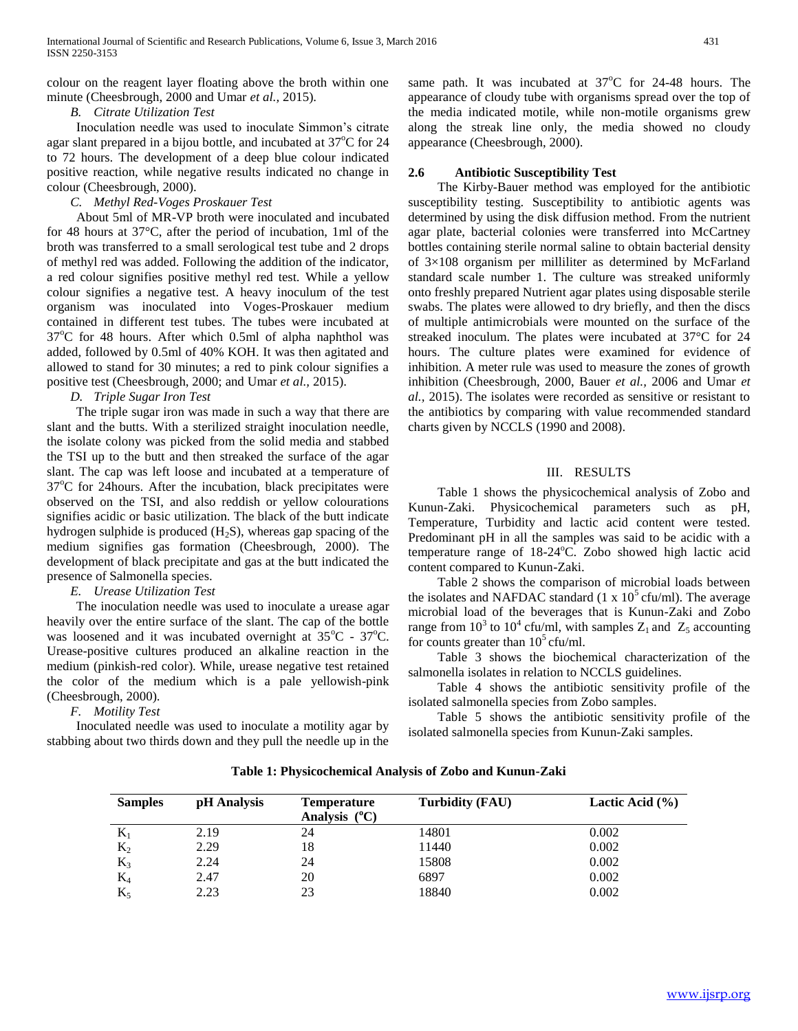colour on the reagent layer floating above the broth within one minute (Cheesbrough, 2000 and Umar *et al.,* 2015).

*B. Citrate Utilization Test*

Inoculation needle was used to inoculate Simmon's citrate agar slant prepared in a bijou bottle, and incubated at 37°C for 24 to 72 hours. The development of a deep blue colour indicated positive reaction, while negative results indicated no change in colour (Cheesbrough, 2000).

*C. Methyl Red-Voges Proskauer Test*

About 5ml of MR-VP broth were inoculated and incubated for 48 hours at 37°C, after the period of incubation, 1ml of the broth was transferred to a small serological test tube and 2 drops of methyl red was added. Following the addition of the indicator, a red colour signifies positive methyl red test. While a yellow colour signifies a negative test. A heavy inoculum of the test organism was inoculated into Voges-Proskauer medium contained in different test tubes. The tubes were incubated at 37°C for 48 hours. After which 0.5ml of alpha naphthol was added, followed by 0.5ml of 40% KOH. It was then agitated and allowed to stand for 30 minutes; a red to pink colour signifies a positive test (Cheesbrough, 2000; and Umar *et al.,* 2015).

*D. Triple Sugar Iron Test*

The triple sugar iron was made in such a way that there are slant and the butts. With a sterilized straight inoculation needle, the isolate colony was picked from the solid media and stabbed the TSI up to the butt and then streaked the surface of the agar slant. The cap was left loose and incubated at a temperature of 37°C for 24hours. After the incubation, black precipitates were observed on the TSI, and also reddish or yellow colourations signifies acidic or basic utilization. The black of the butt indicate hydrogen sulphide is produced ($H_2S$), whereas gap spacing of the medium signifies gas formation (Cheesbrough, 2000). The development of black precipitate and gas at the butt indicated the presence of Salmonella species.

*E. Urease Utilization Test*

The inoculation needle was used to inoculate a urease agar heavily over the entire surface of the slant. The cap of the bottle was loosened and it was incubated overnight at 35°C - 37°C. Urease-positive cultures produced an alkaline reaction in the medium (pinkish-red color). While, urease negative test retained the color of the medium which is a pale yellowish-pink (Cheesbrough, 2000).

*F. Motility Test*

Inoculated needle was used to inoculate a motility agar by stabbing about two thirds down and they pull the needle up in the same path. It was incubated at 37°C for 24-48 hours. The appearance of cloudy tube with organisms spread over the top of the media indicated motile, while non-motile organisms grew along the streak line only, the media showed no cloudy appearance (Cheesbrough, 2000).

### 2.6 Antibiotic Susceptibility Test

The Kirby-Bauer method was employed for the antibiotic susceptibility testing. Susceptibility to antibiotic agents was determined by using the disk diffusion method. From the nutrient agar plate, bacterial colonies were transferred into McCartney bottles containing sterile normal saline to obtain bacterial density of 3×108 organism per milliliter as determined by McFarland standard scale number 1. The culture was streaked uniformly onto freshly prepared Nutrient agar plates using disposable sterile swabs. The plates were allowed to dry briefly, and then the discs of multiple antimicrobials were mounted on the surface of the streaked inoculum. The plates were incubated at 37°C for 24 hours. The culture plates were examined for evidence of inhibition. A meter rule was used to measure the zones of growth inhibition (Cheesbrough, 2000, Bauer *et al.,* 2006 and Umar *et al.,* 2015). The isolates were recorded as sensitive or resistant to the antibiotics by comparing with value recommended standard charts given by NCCLS (1990 and 2008).

## III. RESULTS

Table 1 shows the physicochemical analysis of Zobo and Kunun-Zaki. Physicochemical parameters such as pH, Temperature, Turbidity and lactic acid content were tested. Predominant pH in all the samples was said to be acidic with a temperature range of 18-24°C. Zobo showed high lactic acid content compared to Kunun-Zaki.

Table 2 shows the comparison of microbial loads between the isolates and NAFDAC standard ($1 \times 10^5$ cfu/ml). The average microbial load of the beverages that is Kunun-Zaki and Zobo range from $10^3$ to $10^4$ cfu/ml, with samples $Z_1$ and $Z_5$ accounting for counts greater than $10^5$ cfu/ml.

Table 3 shows the biochemical characterization of the salmonella isolates in relation to NCCLS guidelines.

Table 4 shows the antibiotic sensitivity profile of the isolated salmonella species from Zobo samples.

Table 5 shows the antibiotic sensitivity profile of the isolated salmonella species from Kunun-Zaki samples.

**Table 1: Physicochemical Analysis of Zobo and Kunun-Zaki**

| Samples | pH Analysis | Temperature Analysis (°C) | Turbidity (FAU) | Lactic Acid (%) |
|---|---|---|---|---|
| $K_1$ | 2.19 | 24 | 14801 | 0.002 |
| $K_2$ | 2.29 | 18 | 11440 | 0.002 |
| $K_3$ | 2.24 | 24 | 15808 | 0.002 |
| $K_4$ | 2.47 | 20 | 6897 | 0.002 |
| $K_5$ | 2.23 | 23 | 18840 | 0.002 |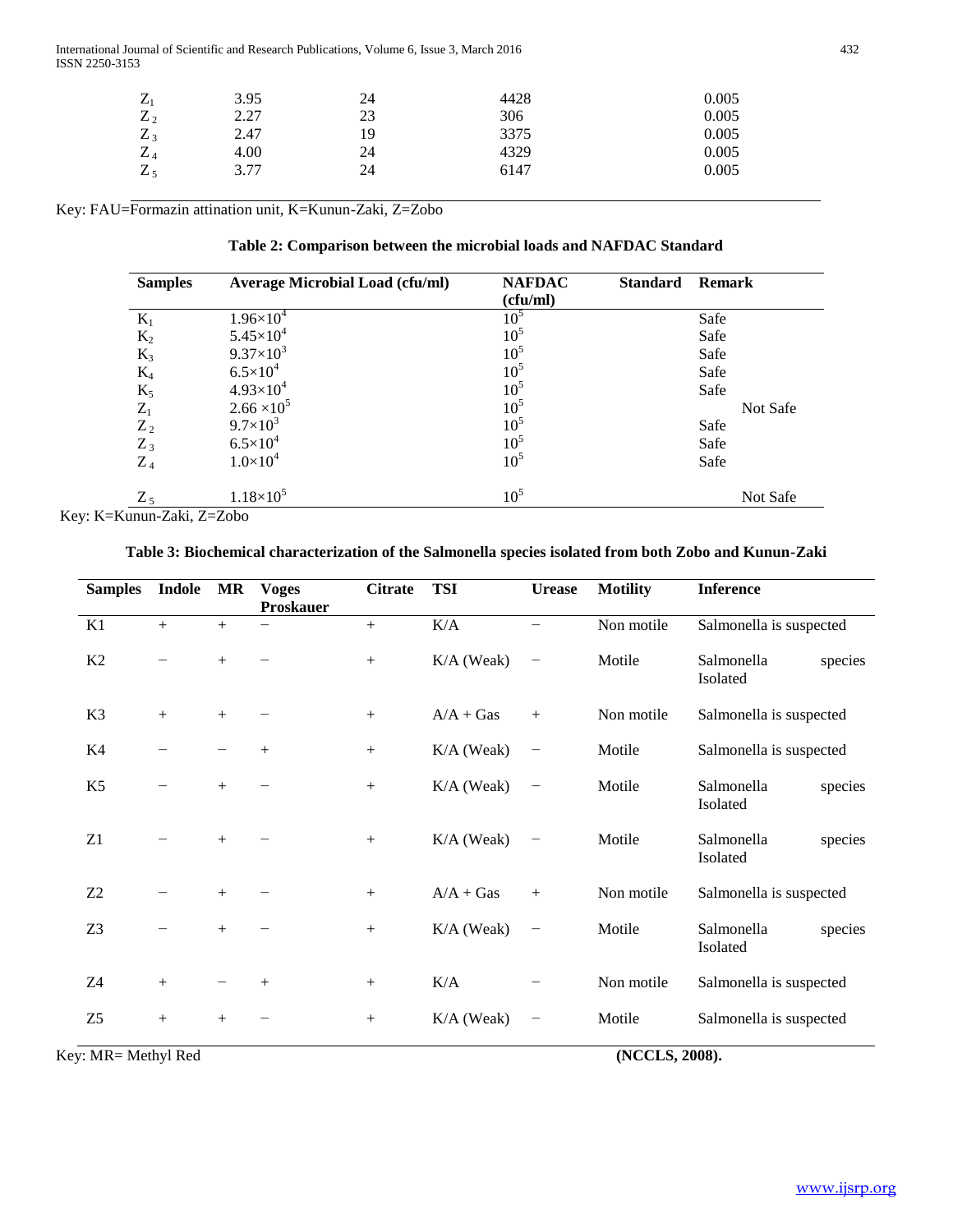| | | | |
|---|---|---|---|
| $Z_1$ | 3.95 | 24 | 4428 | 0.005 |
| $Z_2$ | 2.27 | 23 | 306 | 0.005 |
| $Z_3$ | 2.47 | 19 | 3375 | 0.005 |
| $Z_4$ | 4.00 | 24 | 4329 | 0.005 |
| $Z_5$ | 3.77 | 24 | 6147 | 0.005 |

Key: FAU=Formazin attination unit, K=Kunun-Zaki, Z=Zobo

**Table 2: Comparison between the microbial loads and NAFDAC Standard**

| Samples | Average Microbial Load (cfu/ml) | NAFDAC Standard (cfu/ml) | Remark |
|---|---|---|---|
| $K_1$ | $1.96{\times}10^4$ | $10^5$ | Safe |
| $K_2$ | $5.45{\times}10^4$ | $10^5$ | Safe |
| $K_3$ | $9.37{\times}10^3$ | $10^5$ | Safe |
| $K_4$ | $6.5{\times}10^4$ | $10^5$ | Safe |
| $K_5$ | $4.93{\times}10^4$ | $10^5$ | Safe |
| $Z_1$ | $2.66{\times}10^5$ | $10^5$ | Not Safe |
| $Z_2$ | $9.7{\times}10^3$ | $10^5$ | Safe |
| $Z_3$ | $6.5{\times}10^4$ | $10^5$ | Safe |
| $Z_4$ | $1.0{\times}10^4$ | $10^5$ | Safe |
| $Z_5$ | $1.18{\times}10^5$ | $10^5$ | Not Safe |

Key: K=Kunun-Zaki, Z=Zobo

**Table 3: Biochemical characterization of the Salmonella species isolated from both Zobo and Kunun-Zaki**

| Samples | Indole | MR | Voges Proskauer | Citrate | TSI | Urease | Motility | Inference |
|---|---|---|---|---|---|---|---|---|
| K1 | + | + | − | + | K/A | − | Non motile | Salmonella is suspected |
| K2 | − | + | − | + | K/A (Weak) | − | Motile | Salmonella species Isolated |
| K3 | + | + | − | + | A/A + Gas | + | Non motile | Salmonella is suspected |
| K4 | − | − | + | + | K/A (Weak) | − | Motile | Salmonella is suspected |
| K5 | − | + | − | + | K/A (Weak) | − | Motile | Salmonella species Isolated |
| Z1 | − | + | − | + | K/A (Weak) | − | Motile | Salmonella species Isolated |
| Z2 | − | + | − | + | A/A + Gas | + | Non motile | Salmonella is suspected |
| Z3 | − | + | − | + | K/A (Weak) | − | Motile | Salmonella species Isolated |
| Z4 | + | − | + | + | K/A | − | Non motile | Salmonella is suspected |
| Z5 | + | + | − | + | K/A (Weak) | − | Motile | Salmonella is suspected |

Key: MR= Methyl Red **(NCCLS, 2008).**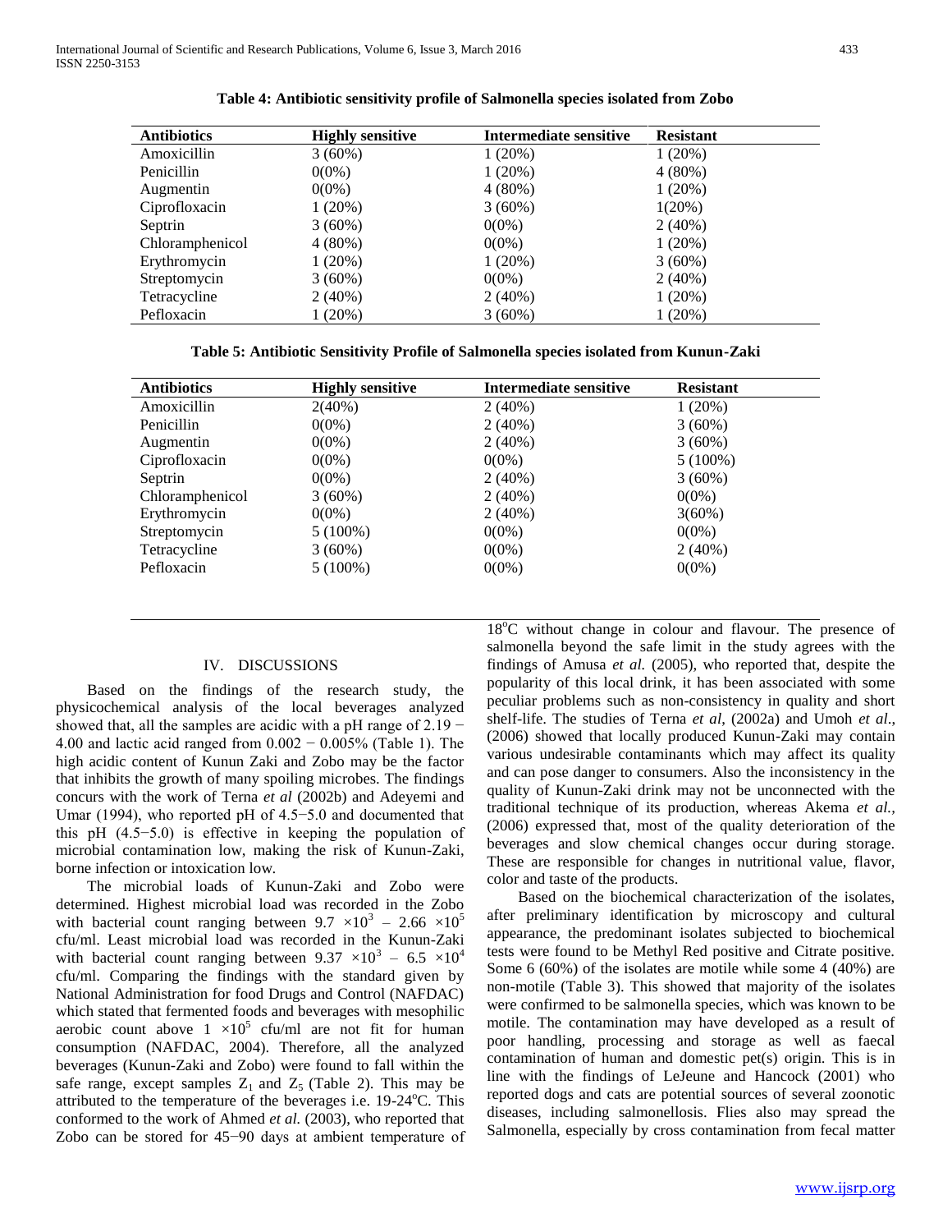**Table 4: Antibiotic sensitivity profile of Salmonella species isolated from Zobo**

| Antibiotics | Highly sensitive | Intermediate sensitive | Resistant |
|---|---|---|---|
| Amoxicillin | 3 (60%) | 1 (20%) | 1 (20%) |
| Penicillin | 0(0%) | 1 (20%) | 4 (80%) |
| Augmentin | 0(0%) | 4 (80%) | 1 (20%) |
| Ciprofloxacin | 1 (20%) | 3 (60%) | 1(20%) |
| Septrin | 3 (60%) | 0(0%) | 2 (40%) |
| Chloramphenicol | 4 (80%) | 0(0%) | 1 (20%) |
| Erythromycin | 1 (20%) | 1 (20%) | 3 (60%) |
| Streptomycin | 3 (60%) | 0(0%) | 2 (40%) |
| Tetracycline | 2 (40%) | 2 (40%) | 1 (20%) |
| Pefloxacin | 1 (20%) | 3 (60%) | 1 (20%) |

**Table 5: Antibiotic Sensitivity Profile of Salmonella species isolated from Kunun-Zaki**

| Antibiotics | Highly sensitive | Intermediate sensitive | Resistant |
|---|---|---|---|
| Amoxicillin | 2(40%) | 2 (40%) | 1 (20%) |
| Penicillin | 0(0%) | 2 (40%) | 3 (60%) |
| Augmentin | 0(0%) | 2 (40%) | 3 (60%) |
| Ciprofloxacin | 0(0%) | 0(0%) | 5 (100%) |
| Septrin | 0(0%) | 2 (40%) | 3 (60%) |
| Chloramphenicol | 3 (60%) | 2 (40%) | 0(0%) |
| Erythromycin | 0(0%) | 2 (40%) | 3(60%) |
| Streptomycin | 5 (100%) | 0(0%) | 0(0%) |
| Tetracycline | 3 (60%) | 0(0%) | 2 (40%) |
| Pefloxacin | 5 (100%) | 0(0%) | 0(0%) |

## IV. DISCUSSIONS

Based on the findings of the research study, the physicochemical analysis of the local beverages analyzed showed that, all the samples are acidic with a pH range of 2.19 − 4.00 and lactic acid ranged from 0.002 − 0.005% (Table 1). The high acidic content of Kunun Zaki and Zobo may be the factor that inhibits the growth of many spoiling microbes. The findings concurs with the work of Terna *et al* (2002b) and Adeyemi and Umar (1994), who reported pH of 4.5−5.0 and documented that this pH (4.5−5.0) is effective in keeping the population of microbial contamination low, making the risk of Kunun-Zaki, borne infection or intoxication low.

The microbial loads of Kunun-Zaki and Zobo were determined. Highest microbial load was recorded in the Zobo with bacterial count ranging between $9.7 \times 10^3$ – $2.66 \times 10^5$ cfu/ml. Least microbial load was recorded in the Kunun-Zaki with bacterial count ranging between $9.37 \times 10^3$ – $6.5 \times 10^4$ cfu/ml. Comparing the findings with the standard given by National Administration for food Drugs and Control (NAFDAC) which stated that fermented foods and beverages with mesophilic aerobic count above $1 \times 10^5$ cfu/ml are not fit for human consumption (NAFDAC, 2004). Therefore, all the analyzed beverages (Kunun-Zaki and Zobo) were found to fall within the safe range, except samples $Z_1$ and $Z_5$ (Table 2). This may be attributed to the temperature of the beverages i.e. 19-24°C. This conformed to the work of Ahmed *et al.* (2003), who reported that Zobo can be stored for 45−90 days at ambient temperature of 18°C without change in colour and flavour. The presence of salmonella beyond the safe limit in the study agrees with the findings of Amusa *et al.* (2005), who reported that, despite the popularity of this local drink, it has been associated with some peculiar problems such as non-consistency in quality and short shelf-life. The studies of Terna *et al*, (2002a) and Umoh *et al*., (2006) showed that locally produced Kunun-Zaki may contain various undesirable contaminants which may affect its quality and can pose danger to consumers. Also the inconsistency in the quality of Kunun-Zaki drink may not be unconnected with the traditional technique of its production, whereas Akema *et al.*, (2006) expressed that, most of the quality deterioration of the beverages and slow chemical changes occur during storage. These are responsible for changes in nutritional value, flavor, color and taste of the products.

Based on the biochemical characterization of the isolates, after preliminary identification by microscopy and cultural appearance, the predominant isolates subjected to biochemical tests were found to be Methyl Red positive and Citrate positive. Some 6 (60%) of the isolates are motile while some 4 (40%) are non-motile (Table 3). This showed that majority of the isolates were confirmed to be salmonella species, which was known to be motile. The contamination may have developed as a result of poor handling, processing and storage as well as faecal contamination of human and domestic pet(s) origin. This is in line with the findings of LeJeune and Hancock (2001) who reported dogs and cats are potential sources of several zoonotic diseases, including salmonellosis. Flies also may spread the Salmonella, especially by cross contamination from fecal matter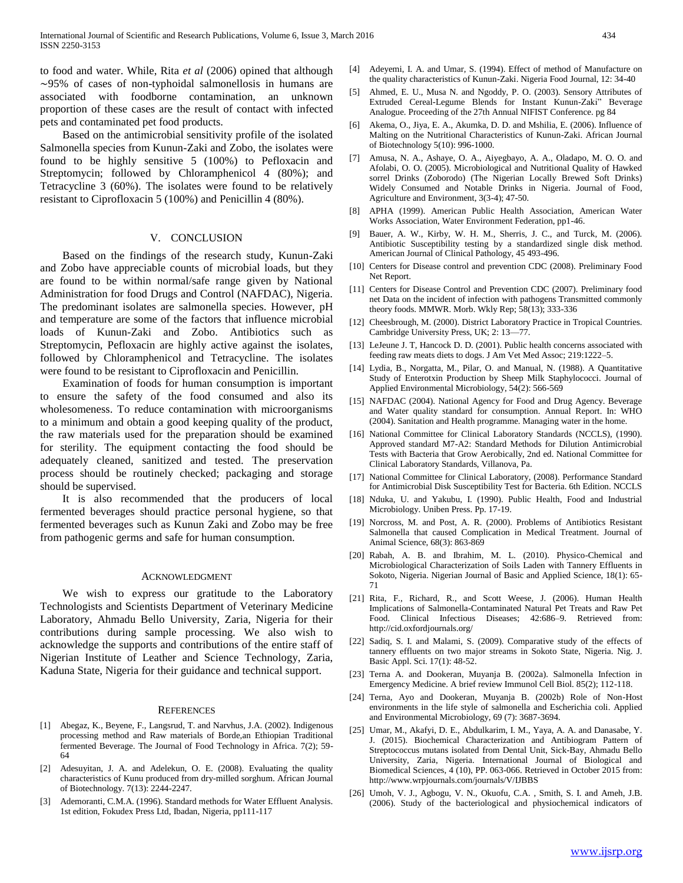to food and water. While, Rita *et al* (2006) opined that although ∼95% of cases of non-typhoidal salmonellosis in humans are associated with foodborne contamination, an unknown proportion of these cases are the result of contact with infected pets and contaminated pet food products.

Based on the antimicrobial sensitivity profile of the isolated Salmonella species from Kunun-Zaki and Zobo, the isolates were found to be highly sensitive 5 (100%) to Pefloxacin and Streptomycin; followed by Chloramphenicol 4 (80%); and Tetracycline 3 (60%). The isolates were found to be relatively resistant to Ciprofloxacin 5 (100%) and Penicillin 4 (80%).

## V. CONCLUSION

Based on the findings of the research study, Kunun-Zaki and Zobo have appreciable counts of microbial loads, but they are found to be within normal/safe range given by National Administration for food Drugs and Control (NAFDAC), Nigeria. The predominant isolates are salmonella species. However, pH and temperature are some of the factors that influence microbial loads of Kunun-Zaki and Zobo. Antibiotics such as Streptomycin, Pefloxacin are highly active against the isolates, followed by Chloramphenicol and Tetracycline. The isolates were found to be resistant to Ciprofloxacin and Penicillin.

Examination of foods for human consumption is important to ensure the safety of the food consumed and also its wholesomeness. To reduce contamination with microorganisms to a minimum and obtain a good keeping quality of the product, the raw materials used for the preparation should be examined for sterility. The equipment contacting the food should be adequately cleaned, sanitized and tested. The preservation process should be routinely checked; packaging and storage should be supervised.

It is also recommended that the producers of local fermented beverages should practice personal hygiene, so that fermented beverages such as Kunun Zaki and Zobo may be free from pathogenic germs and safe for human consumption.

## ACKNOWLEDGMENT

We wish to express our gratitude to the Laboratory Technologists and Scientists Department of Veterinary Medicine Laboratory, Ahmadu Bello University, Zaria, Nigeria for their contributions during sample processing. We also wish to acknowledge the supports and contributions of the entire staff of Nigerian Institute of Leather and Science Technology, Zaria, Kaduna State, Nigeria for their guidance and technical support.

## REFERENCES

[1] Abegaz, K., Beyene, F., Langsrud, T. and Narvhus, J.A. (2002). Indigenous processing method and Raw materials of Borde,an Ethiopian Traditional fermented Beverage. The Journal of Food Technology in Africa. 7(2); 59-64

[2] Adesuyitan, J. A. and Adelekun, O. E. (2008). Evaluating the quality characteristics of Kunu produced from dry-milled sorghum. African Journal of Biotechnology. 7(13): 2244-2247.

[3] Ademoranti, C.M.A. (1996). Standard methods for Water Effluent Analysis. 1st edition, Fokudex Press Ltd, Ibadan, Nigeria, pp111-117

[4] Adeyemi, I. A. and Umar, S. (1994). Effect of method of Manufacture on the quality characteristics of Kunun-Zaki. Nigeria Food Journal, 12: 34-40

[5] Ahmed, E. U., Musa N. and Ngoddy, P. O. (2003). Sensory Attributes of Extruded Cereal-Legume Blends for Instant Kunun-Zaki" Beverage Analogue. Proceeding of the 27th Annual NIFIST Conference. pg 84

[6] Akema, O., Jiya, E. A., Akumka, D. D. and Mshilia, E. (2006). Influence of Malting on the Nutritional Characteristics of Kunun-Zaki. African Journal of Biotechnology 5(10): 996-1000.

[7] Amusa, N. A., Ashaye, O. A., Aiyegbayo, A. A., Oladapo, M. O. O. and Afolabi, O. O. (2005). Microbiological and Nutritional Quality of Hawked sorrel Drinks (Zoborodo) (The Nigerian Locally Brewed Soft Drinks) Widely Consumed and Notable Drinks in Nigeria. Journal of Food, Agriculture and Environment, 3(3-4); 47-50.

[8] APHA (1999). American Public Health Association, American Water Works Association, Water Environment Federation, pp1-46.

[9] Bauer, A. W., Kirby, W. H. M., Sherris, J. C., and Turck, M. (2006). Antibiotic Susceptibility testing by a standardized single disk method. American Journal of Clinical Pathology, 45 493-496.

[10] Centers for Disease control and prevention CDC (2008). Preliminary Food Net Report.

[11] Centers for Disease Control and Prevention CDC (2007). Preliminary food net Data on the incident of infection with pathogens Transmitted commonly theory foods. MMWR. Morb. Wkly Rep; 58(13); 333-336

[12] Cheesbrough, M. (2000). District Laboratory Practice in Tropical Countries. Cambridge University Press, UK; 2: 13—77.

[13] LeJeune J. T, Hancock D. D. (2001). Public health concerns associated with feeding raw meats diets to dogs. J Am Vet Med Assoc; 219:1222–5.

[14] Lydia, B., Norgatta, M., Pilar, O. and Manual, N. (1988). A Quantitative Study of Enterotxin Production by Sheep Milk Staphylococci. Journal of Applied Environmental Microbiology, 54(2): 566-569

[15] NAFDAC (2004). National Agency for Food and Drug Agency. Beverage and Water quality standard for consumption. Annual Report. In: WHO (2004). Sanitation and Health programme. Managing water in the home.

[16] National Committee for Clinical Laboratory Standards (NCCLS), (1990). Approved standard M7-A2: Standard Methods for Dilution Antimicrobial Tests with Bacteria that Grow Aerobically, 2nd ed. National Committee for Clinical Laboratory Standards, Villanova, Pa.

[17] National Committee for Clinical Laboratory, (2008). Performance Standard for Antimicrobial Disk Susceptibility Test for Bacteria. 6th Edition. NCCLS

[18] Nduka, U. and Yakubu, I. (1990). Public Health, Food and Industrial Microbiology. Uniben Press. Pp. 17-19.

[19] Norcross, M. and Post, A. R. (2000). Problems of Antibiotics Resistant Salmonella that caused Complication in Medical Treatment. Journal of Animal Science, 68(3): 863-869

[20] Rabah, A. B. and Ibrahim, M. L. (2010). Physico-Chemical and Microbiological Characterization of Soils Laden with Tannery Effluents in Sokoto, Nigeria. Nigerian Journal of Basic and Applied Science, 18(1): 65-71

[21] Rita, F., Richard, R., and Scott Weese, J. (2006). Human Health Implications of Salmonella-Contaminated Natural Pet Treats and Raw Pet Food. Clinical Infectious Diseases; 42:686–9. Retrieved from: http://cid.oxfordjournals.org/

[22] Sadiq, S. I. and Malami, S. (2009). Comparative study of the effects of tannery effluents on two major streams in Sokoto State, Nigeria. Nig. J. Basic Appl. Sci. 17(1): 48-52.

[23] Terna A. and Dookeran, Muyanja B. (2002a). Salmonella Infection in Emergency Medicine. A brief review Immunol Cell Biol. 85(2); 112-118.

[24] Terna, Ayo and Dookeran, Muyanja B. (2002b) Role of Non-Host environments in the life style of salmonella and Escherichia coli. Applied and Environmental Microbiology, 69 (7): 3687-3694.

[25] Umar, M., Akafyi, D. E., Abdulkarim, I. M., Yaya, A. A. and Danasabe, Y. J. (2015). Biochemical Characterization and Antibiogram Pattern of Streptococcus mutans isolated from Dental Unit, Sick-Bay, Ahmadu Bello University, Zaria, Nigeria. International Journal of Biological and Biomedical Sciences, 4 (10), PP. 063-066. Retrieved in October 2015 from: http://www.wrpjournals.com/journals/V/IJBBS

[26] Umoh, V. J., Agbogu, V. N., Okuofu, C.A. , Smith, S. I. and Ameh, J.B. (2006). Study of the bacteriological and physiochemical indicators of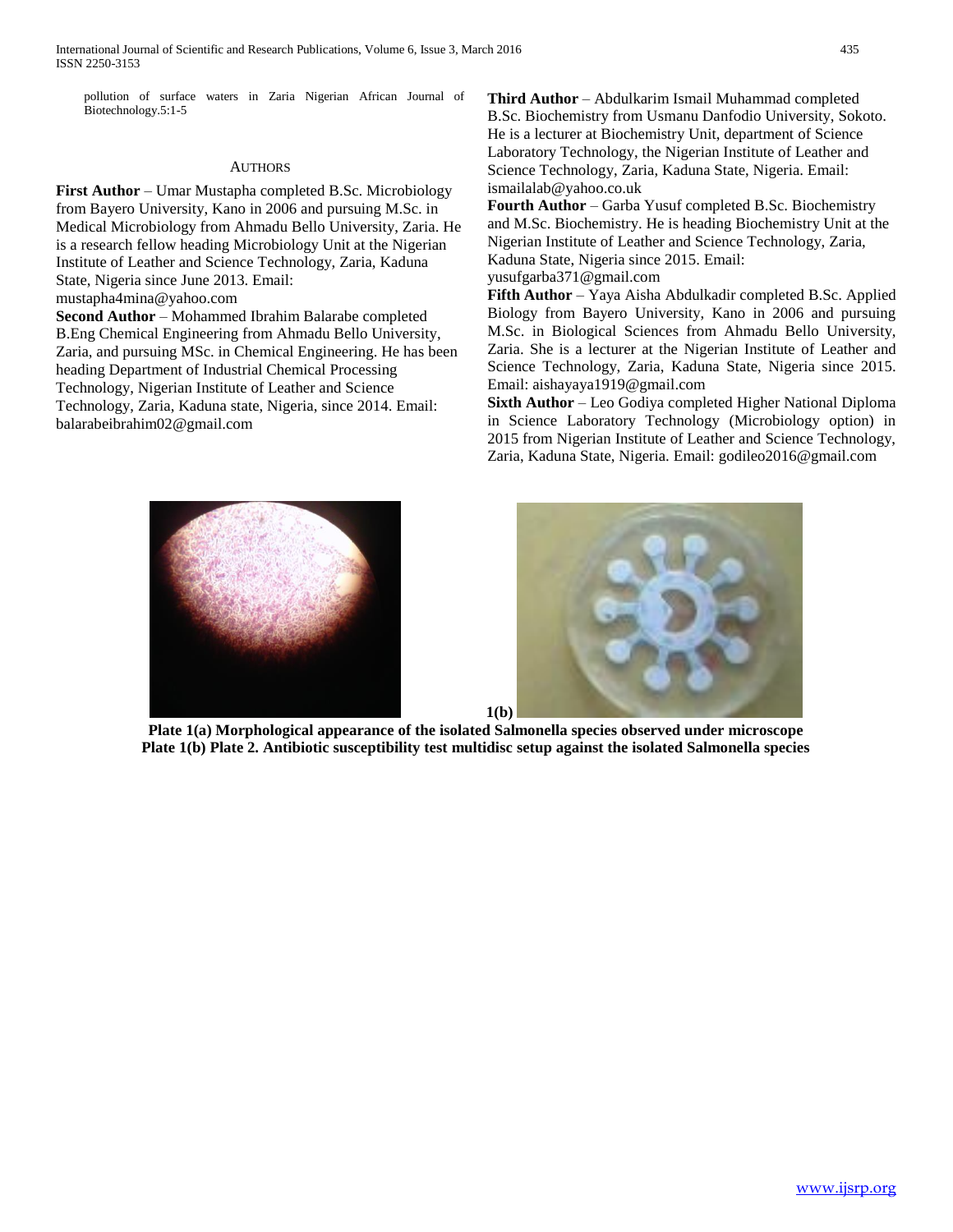pollution of surface waters in Zaria Nigerian African Journal of Biotechnology.5:1-5

AUTHORS

**First Author** – Umar Mustapha completed B.Sc. Microbiology from Bayero University, Kano in 2006 and pursuing M.Sc. in Medical Microbiology from Ahmadu Bello University, Zaria. He is a research fellow heading Microbiology Unit at the Nigerian Institute of Leather and Science Technology, Zaria, Kaduna State, Nigeria since June 2013. Email: mustapha4mina@yahoo.com

**Second Author** – Mohammed Ibrahim Balarabe completed B.Eng Chemical Engineering from Ahmadu Bello University, Zaria, and pursuing MSc. in Chemical Engineering. He has been heading Department of Industrial Chemical Processing Technology, Nigerian Institute of Leather and Science Technology, Zaria, Kaduna state, Nigeria, since 2014. Email: balarabeibrahim02@gmail.com

**Third Author** – Abdulkarim Ismail Muhammad completed B.Sc. Biochemistry from Usmanu Danfodio University, Sokoto. He is a lecturer at Biochemistry Unit, department of Science Laboratory Technology, the Nigerian Institute of Leather and Science Technology, Zaria, Kaduna State, Nigeria. Email: ismailalab@yahoo.co.uk

**Fourth Author** – Garba Yusuf completed B.Sc. Biochemistry and M.Sc. Biochemistry. He is heading Biochemistry Unit at the Nigerian Institute of Leather and Science Technology, Zaria, Kaduna State, Nigeria since 2015. Email: yusufgarba371@gmail.com

**Fifth Author** – Yaya Aisha Abdulkadir completed B.Sc. Applied Biology from Bayero University, Kano in 2006 and pursuing M.Sc. in Biological Sciences from Ahmadu Bello University, Zaria. She is a lecturer at the Nigerian Institute of Leather and Science Technology, Zaria, Kaduna State, Nigeria since 2015. Email: aishayaya1919@gmail.com

**Sixth Author** – Leo Godiya completed Higher National Diploma in Science Laboratory Technology (Microbiology option) in 2015 from Nigerian Institute of Leather and Science Technology, Zaria, Kaduna State, Nigeria. Email: godileo2016@gmail.com

**1(b)**

**Plate 1(a) Morphological appearance of the isolated Salmonella species observed under microscope**
**Plate 1(b) Plate 2. Antibiotic susceptibility test multidisc setup against the isolated Salmonella species**